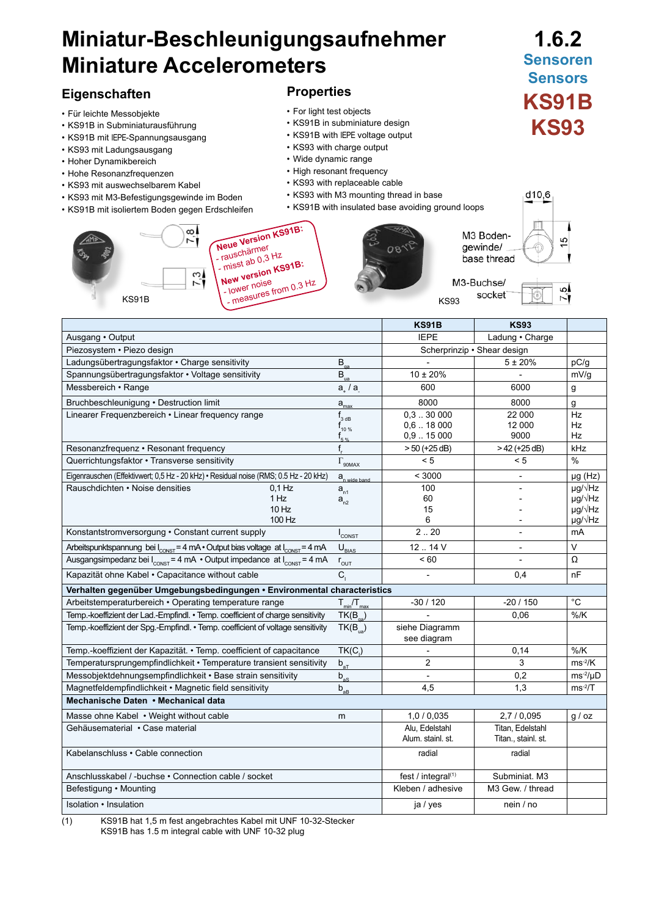# Miniatur-Beschleunigungsaufnehmer
# Miniature Accelerometers

**1.6.2**
**Sensoren**
**Sensors**
**KS91B**
**KS93**

## Eigenschaften

- Für leichte Messobjekte
- KS91B in Subminiaturausführung
- KS91B mit IEPE-Spannungsausgang
- KS93 mit Ladungsausgang
- Hoher Dynamikbereich
- Hohe Resonanzfrequenzen
- KS93 mit auswechselbarem Kabel
- KS93 mit M3-Befestigungsgewinde im Boden
- KS91B mit isoliertem Boden gegen Erdschleifen

## Properties

- For light test objects
- KS91B in subminiature design
- KS91B with IEPE voltage output
- KS93 with charge output
- Wide dynamic range
- High resonant frequency
- KS93 with replaceable cable
- KS93 with M3 mounting thread in base
- KS91B with insulated base avoiding ground loops

7,8
7,3
KS91B

Neue Version KS91B:
- rauschärmer
- misst ab 0,3 Hz
New version KS91B:
- lower noise
- measures from 0.3 Hz

KS93
M3 Boden-gewinde/ base thread
M3-Buchse/ socket
d10,6
15
7,5

| | | KS91B | KS93 | |
|---|---|---|---|---|
| Ausgang • Output | | IEPE | Ladung • Charge | |
| Piezosystem • Piezo design | | Scherprinzip • Shear design | | |
| Ladungsübertragungsfaktor • Charge sensitivity | $B_{qa}$ | - | 5 ± 20% | pC/g |
| Spannungsübertragungsfaktor • Voltage sensitivity | $B_{ua}$ | 10 ± 20% | - | mV/g |
| Messbereich • Range | $a_+ / a_-$ | 600 | 6000 | g |
| Bruchbeschleunigung • Destruction limit | $a_{max}$ | 8000 | 8000 | g |
| Linearer Frequenzbereich • Linear frequency range | $f_{3\,dB}$<br>$f_{10\,\%}$<br>$f_{5\,\%}$ | 0,3 .. 30 000<br>0,6 .. 18 000<br>0,9 .. 15 000 | 22 000<br>12 000<br>9000 | Hz<br>Hz<br>Hz |
| Resonanzfrequenz • Resonant frequency | $f_r$ | > 50 (+25 dB) | > 42 (+25 dB) | kHz |
| Querrichtungsfaktor • Transverse sensitivity | $\Gamma_{90MAX}$ | < 5 | < 5 | % |
| Eigenrauschen (Effektivwert; 0,5 Hz - 20 kHz) • Residual noise (RMS; 0.5 Hz - 20 kHz) | $a_{n\,wide\,band}$ | < 3000 | - | µg (Hz) |
| Rauschdichten • Noise densities 0,1 Hz<br>1 Hz<br>10 Hz<br>100 Hz | $a_{n1}$<br>$a_{n2}$ | 100<br>60<br>15<br>6 | -<br>-<br>-<br>- | µg/√Hz<br>µg/√Hz<br>µg/√Hz<br>µg/√Hz |
| Konstantstromversorgung • Constant current supply | $I_{CONST}$ | 2 .. 20 | - | mA |
| Arbeitspunktspannung bei $I_{CONST}$ = 4 mA • Output bias voltage at $I_{CONST}$ = 4 mA | $U_{BIAS}$ | 12 .. 14 V | - | V |
| Ausgangsimpedanz bei $I_{CONST}$ = 4 mA • Output impedance at $I_{CONST}$ = 4 mA | $r_{OUT}$ | < 60 | - | Ω |
| Kapazität ohne Kabel • Capacitance without cable | $C_i$ | - | 0,4 | nF |
| **Verhalten gegenüber Umgebungsbedingungen • Environmental characteristics** | | | | |
| Arbeitstemperaturbereich • Operating temperature range | $T_{min}/T_{max}$ | -30 / 120 | -20 / 150 | °C |
| Temp.-koeffizient der Lad.-Empfindl. • Temp. coefficient of charge sensitivity | $TK(B_{qa})$ | - | 0,06 | %/K |
| Temp.-koeffizient der Spg.-Empfindl. • Temp. coefficient of voltage sensitivity | $TK(B_{ua})$ | siehe Diagramm<br>see diagram | | |
| Temp.-koeffizient der Kapazität. • Temp. coefficient of capacitance | $TK(C_i)$ | - | 0,14 | %/K |
| Temperatursprungempfindlichkeit • Temperature transient sensitivity | $b_{aT}$ | 2 | 3 | $ms^{-2}/K$ |
| Messobjektdehnungsempfindlichkeit • Base strain sensitivity | $b_{aS}$ | - | 0,2 | $ms^{-2}/\mu D$ |
| Magnetfeldempfindlichkeit • Magnetic field sensitivity | $b_{aB}$ | 4,5 | 1,3 | $ms^{-2}/T$ |
| **Mechanische Daten • Mechanical data** | | | | |
| Masse ohne Kabel • Weight without cable | m | 1,0 / 0,035 | 2,7 / 0,095 | g / oz |
| Gehäusematerial • Case material | | Alu, Edelstahl<br>Alum. stainl. st. | Titan, Edelstahl<br>Titan., stainl. st. | |
| Kabelanschluss • Cable connection | | radial | radial | |
| Anschlusskabel / -buchse • Connection cable / socket | | fest / integral[1] | Subminiat. M3 | |
| Befestigung • Mounting | | Kleben / adhesive | M3 Gew. / thread | |
| Isolation • Insulation | | ja / yes | nein / no | |

(1) KS91B hat 1,5 m fest angebrachtes Kabel mit UNF 10-32-Stecker
KS91B has 1.5 m integral cable with UNF 10-32 plug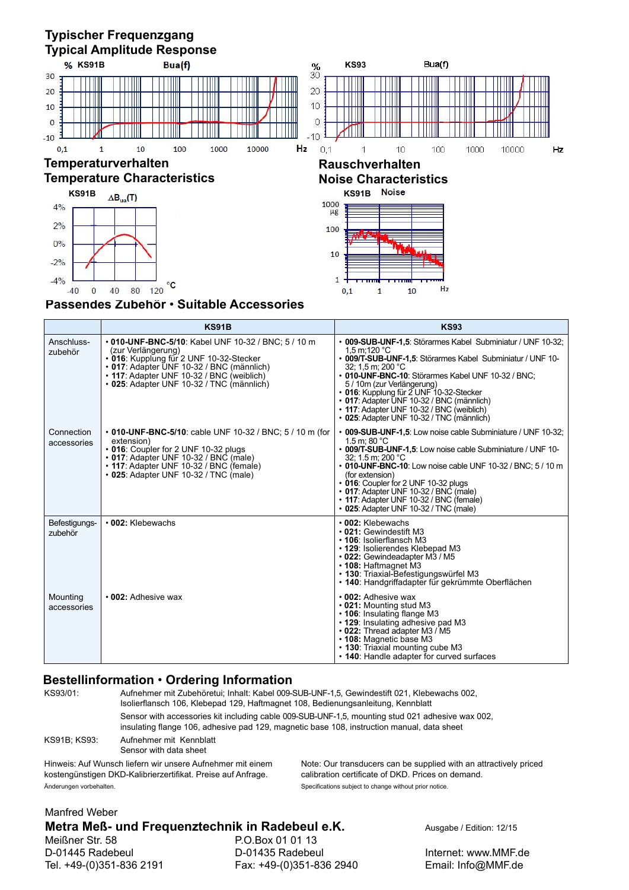## Typischer Frequenzgang
## Typical Amplitude Response

% KS91B Bua(f)

30
20
10
0
-10

0,1 1 10 100 1000 10000 Hz

% KS93 Bua(f)

30
20
10
0
-10

0,1 1 10 100 1000 10000 Hz

## Temperaturverhalten
## Temperature Characteristics

KS91B $\Delta B_{ua}(T)$

4%
2%
0%
-2%
-4%

-40 0 40 80 120 °C

## Rauschverhalten
## Noise Characteristics

KS91B Noise

1000 µg
100
10
1

0,1 1 10 Hz

## Passendes Zubehör • Suitable Accessories

| | KS91B | KS93 |
|---|---|---|
| Anschluss-zubehör | • **010-UNF-BNC-5/10**: Kabel UNF 10-32 / BNC; 5 / 10 m (zur Verlängerung)<br>• **016**: Kupplung für 2 UNF 10-32-Stecker<br>• **017**: Adapter UNF 10-32 / BNC (männlich)<br>• **117**: Adapter UNF 10-32 / BNC (weiblich)<br>• **025**: Adapter UNF 10-32 / TNC (männlich) | • **009-SUB-UNF-1,5**: Störarmes Kabel Subminiatur / UNF 10-32; 1,5 m;120 °C<br>• **009/T-SUB-UNF-1,5**: Störarmes Kabel Subminiatur / UNF 10-32; 1,5 m; 200 °C<br>• **010-UNF-BNC-10**: Störarmes Kabel UNF 10-32 / BNC; 5 / 10m (zur Verlängerung)<br>• **016**: Kupplung für 2 UNF 10-32-Stecker<br>• **017**: Adapter UNF 10-32 / BNC (männlich)<br>• **117**: Adapter UNF 10-32 / BNC (weiblich)<br>• **025**: Adapter UNF 10-32 / TNC (männlich) |
| Connection accessories | • **010-UNF-BNC-5/10**: cable UNF 10-32 / BNC; 5 / 10 m (for extension)<br>• **016**: Coupler for 2 UNF 10-32 plugs<br>• **017**: Adapter UNF 10-32 / BNC (male)<br>• **117**: Adapter UNF 10-32 / BNC (female)<br>• **025**: Adapter UNF 10-32 / TNC (male) | • **009-SUB-UNF-1,5**: Low noise cable Subminiature / UNF 10-32; 1.5 m; 80 °C<br>• **009/T-SUB-UNF-1,5**: Low noise cable Subminiature / UNF 10-32; 1.5 m; 200 °C<br>• **010-UNF-BNC-10**: Low noise cable UNF 10-32 / BNC; 5 / 10 m (for extension)<br>• **016**: Coupler for 2 UNF 10-32 plugs<br>• **017**: Adapter UNF 10-32 / BNC (male)<br>• **117**: Adapter UNF 10-32 / BNC (female)<br>• **025**: Adapter UNF 10-32 / TNC (male) |
| Befestigungs-zubehör | • **002:** Klebewachs | • **002:** Klebewachs<br>• **021:** Gewindestift M3<br>• **106**: Isolierflansch M3<br>• **129**: Isolierendes Klebepad M3<br>• **022:** Gewindeadapter M3 / M5<br>• **108:** Haftmagnet M3<br>• **130**: Triaxial-Befestigungswürfel M3<br>• **140**: Handgriffadapter für gekrümmte Oberflächen |
| Mounting accessories | • **002:** Adhesive wax | • **002:** Adhesive wax<br>• **021:** Mounting stud M3<br>• **106**: Insulating flange M3<br>• **129**: Insulating adhesive pad M3<br>• **022:** Thread adapter M3 / M5<br>• **108:** Magnetic base M3<br>• **130**: Triaxial mounting cube M3<br>• **140**: Handle adapter for curved surfaces |

## Bestellinformation • Ordering Information

KS93/01: Aufnehmer mit Zubehöretui; Inhalt: Kabel 009-SUB-UNF-1,5, Gewindestift 021, Klebewachs 002, Isolierflansch 106, Klebepad 129, Haftmagnet 108, Bedienungsanleitung, Kennblatt

Sensor with accessories kit including cable 009-SUB-UNF-1,5, mounting stud 021 adhesive wax 002, insulating flange 106, adhesive pad 129, magnetic base 108, instruction manual, data sheet

KS91B; KS93: Aufnehmer mit Kennblatt
Sensor with data sheet

Hinweis: Auf Wunsch liefern wir unsere Aufnehmer mit einem kostengünstigen DKD-Kalibrierzertifikat. Preise auf Anfrage.

Änderungen vorbehalten.

Note: Our transducers can be supplied with an attractively priced calibration certificate of DKD. Prices on demand.

Specifications subject to change without prior notice.

Manfred Weber
**Metra Meß- und Frequenztechnik in Radebeul e.K.**
Meißner Str. 58
D-01445 Radebeul
Tel. +49-(0)351-836 2191

P.O.Box 01 01 13
D-01435 Radebeul
Fax: +49-(0)351-836 2940

Ausgabe / Edition: 12/15

Internet: www.MMF.de
Email: Info@MMF.de